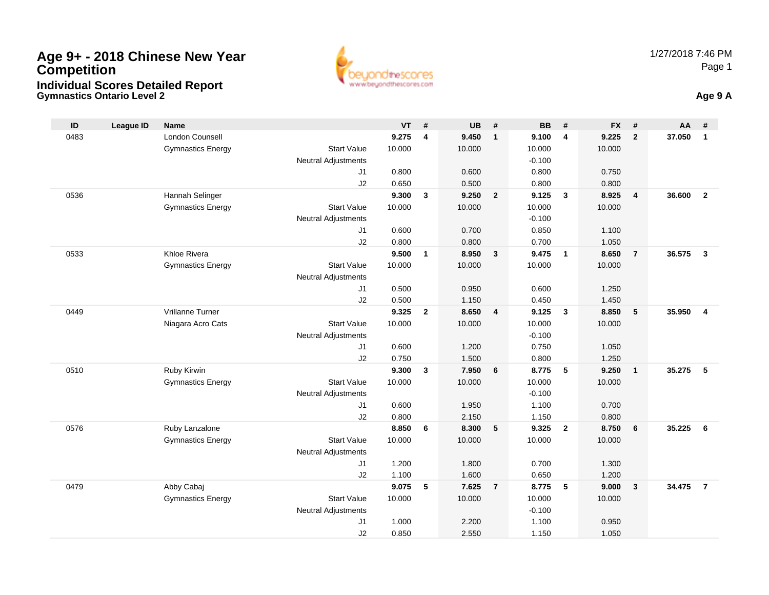# Age 9+ - 2018 Chinese New Year Competition

## Individual Scores Detailed Report

### Gymnastics Ontario Level 2

1/27/2018 7:46 PM

**Age 9 A**

| ID | League ID | Name | | VT | # | UB | # | BB | # | FX | # | AA | # |
|---|---|---|---|---|---|---|---|---|---|---|---|---|---|
| 0483 | | London Counsell | | **9.275** | **4** | **9.450** | **1** | **9.100** | **4** | **9.225** | **2** | **37.050** | **1** |
| | | Gymnastics Energy | Start Value | 10.000 | | 10.000 | | 10.000 | | 10.000 | | | |
| | | | Neutral Adjustments | | | | | -0.100 | | | | | |
| | | | J1 | 0.800 | | 0.600 | | 0.800 | | 0.750 | | | |
| | | | J2 | 0.650 | | 0.500 | | 0.800 | | 0.800 | | | |
| 0536 | | Hannah Selinger | | **9.300** | **3** | **9.250** | **2** | **9.125** | **3** | **8.925** | **4** | **36.600** | **2** |
| | | Gymnastics Energy | Start Value | 10.000 | | 10.000 | | 10.000 | | 10.000 | | | |
| | | | Neutral Adjustments | | | | | -0.100 | | | | | |
| | | | J1 | 0.600 | | 0.700 | | 0.850 | | 1.100 | | | |
| | | | J2 | 0.800 | | 0.800 | | 0.700 | | 1.050 | | | |
| 0533 | | Khloe Rivera | | **9.500** | **1** | **8.950** | **3** | **9.475** | **1** | **8.650** | **7** | **36.575** | **3** |
| | | Gymnastics Energy | Start Value | 10.000 | | 10.000 | | 10.000 | | 10.000 | | | |
| | | | Neutral Adjustments | | | | | | | | | | |
| | | | J1 | 0.500 | | 0.950 | | 0.600 | | 1.250 | | | |
| | | | J2 | 0.500 | | 1.150 | | 0.450 | | 1.450 | | | |
| 0449 | | Vrillanne Turner | | **9.325** | **2** | **8.650** | **4** | **9.125** | **3** | **8.850** | **5** | **35.950** | **4** |
| | | Niagara Acro Cats | Start Value | 10.000 | | 10.000 | | 10.000 | | 10.000 | | | |
| | | | Neutral Adjustments | | | | | -0.100 | | | | | |
| | | | J1 | 0.600 | | 1.200 | | 0.750 | | 1.050 | | | |
| | | | J2 | 0.750 | | 1.500 | | 0.800 | | 1.250 | | | |
| 0510 | | Ruby Kirwin | | **9.300** | **3** | **7.950** | **6** | **8.775** | **5** | **9.250** | **1** | **35.275** | **5** |
| | | Gymnastics Energy | Start Value | 10.000 | | 10.000 | | 10.000 | | 10.000 | | | |
| | | | Neutral Adjustments | | | | | -0.100 | | | | | |
| | | | J1 | 0.600 | | 1.950 | | 1.100 | | 0.700 | | | |
| | | | J2 | 0.800 | | 2.150 | | 1.150 | | 0.800 | | | |
| 0576 | | Ruby Lanzalone | | **8.850** | **6** | **8.300** | **5** | **9.325** | **2** | **8.750** | **6** | **35.225** | **6** |
| | | Gymnastics Energy | Start Value | 10.000 | | 10.000 | | 10.000 | | 10.000 | | | |
| | | | Neutral Adjustments | | | | | | | | | | |
| | | | J1 | 1.200 | | 1.800 | | 0.700 | | 1.300 | | | |
| | | | J2 | 1.100 | | 1.600 | | 0.650 | | 1.200 | | | |
| 0479 | | Abby Cabaj | | **9.075** | **5** | **7.625** | **7** | **8.775** | **5** | **9.000** | **3** | **34.475** | **7** |
| | | Gymnastics Energy | Start Value | 10.000 | | 10.000 | | 10.000 | | 10.000 | | | |
| | | | Neutral Adjustments | | | | | -0.100 | | | | | |
| | | | J1 | 1.000 | | 2.200 | | 1.100 | | 0.950 | | | |
| | | | J2 | 0.850 | | 2.550 | | 1.150 | | 1.050 | | | |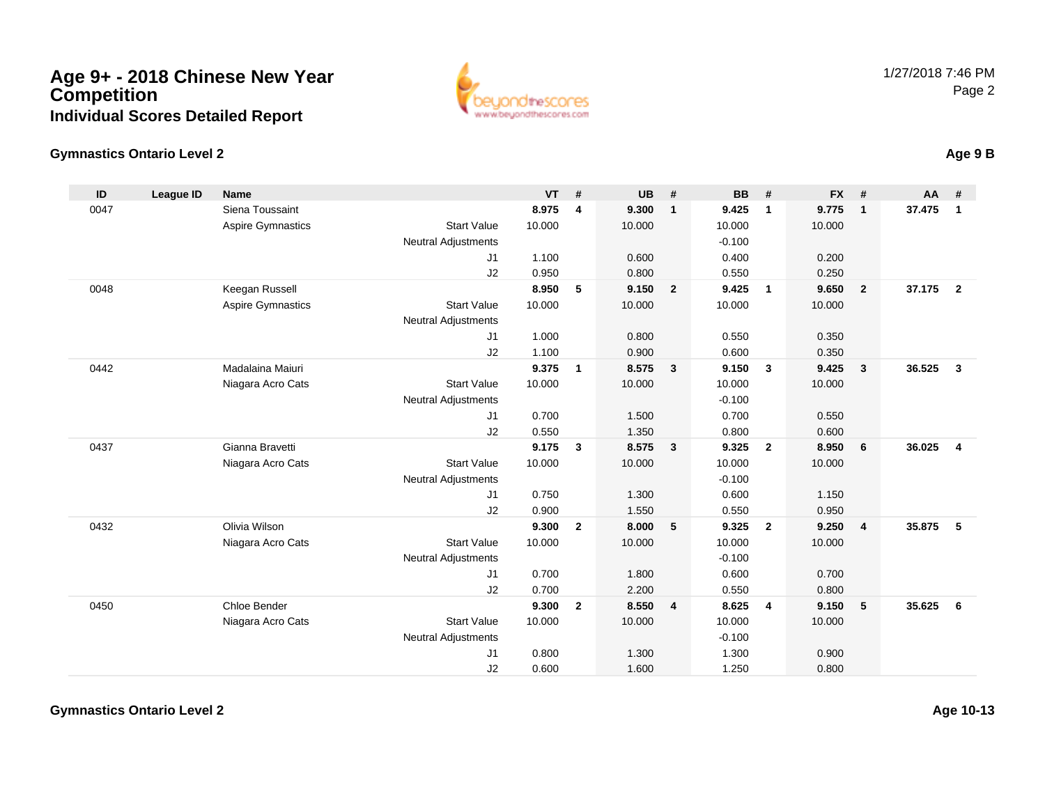# Age 9+ - 2018 Chinese New Year Competition

## Individual Scores Detailed Report

1/27/2018 7:46 PM

### Gymnastics Ontario Level 2

**Age 9 B**

| ID | League ID | Name | | VT | # | UB | # | BB | # | FX | # | AA | # |
|---|---|---|---|---|---|---|---|---|---|---|---|---|---|
| 0047 | | Siena Toussaint | | **8.975** | **4** | **9.300** | **1** | **9.425** | **1** | **9.775** | **1** | **37.475** | **1** |
| | | Aspire Gymnastics | Start Value | 10.000 | | 10.000 | | 10.000 | | 10.000 | | | |
| | | | Neutral Adjustments | | | | | -0.100 | | | | | |
| | | | J1 | 1.100 | | 0.600 | | 0.400 | | 0.200 | | | |
| | | | J2 | 0.950 | | 0.800 | | 0.550 | | 0.250 | | | |
| 0048 | | Keegan Russell | | **8.950** | **5** | **9.150** | **2** | **9.425** | **1** | **9.650** | **2** | **37.175** | **2** |
| | | Aspire Gymnastics | Start Value | 10.000 | | 10.000 | | 10.000 | | 10.000 | | | |
| | | | Neutral Adjustments | | | | | | | | | | |
| | | | J1 | 1.000 | | 0.800 | | 0.550 | | 0.350 | | | |
| | | | J2 | 1.100 | | 0.900 | | 0.600 | | 0.350 | | | |
| 0442 | | Madalaina Maiuri | | **9.375** | **1** | **8.575** | **3** | **9.150** | **3** | **9.425** | **3** | **36.525** | **3** |
| | | Niagara Acro Cats | Start Value | 10.000 | | 10.000 | | 10.000 | | 10.000 | | | |
| | | | Neutral Adjustments | | | | | -0.100 | | | | | |
| | | | J1 | 0.700 | | 1.500 | | 0.700 | | 0.550 | | | |
| | | | J2 | 0.550 | | 1.350 | | 0.800 | | 0.600 | | | |
| 0437 | | Gianna Bravetti | | **9.175** | **3** | **8.575** | **3** | **9.325** | **2** | **8.950** | **6** | **36.025** | **4** |
| | | Niagara Acro Cats | Start Value | 10.000 | | 10.000 | | 10.000 | | 10.000 | | | |
| | | | Neutral Adjustments | | | | | -0.100 | | | | | |
| | | | J1 | 0.750 | | 1.300 | | 0.600 | | 1.150 | | | |
| | | | J2 | 0.900 | | 1.550 | | 0.550 | | 0.950 | | | |
| 0432 | | Olivia Wilson | | **9.300** | **2** | **8.000** | **5** | **9.325** | **2** | **9.250** | **4** | **35.875** | **5** |
| | | Niagara Acro Cats | Start Value | 10.000 | | 10.000 | | 10.000 | | 10.000 | | | |
| | | | Neutral Adjustments | | | | | -0.100 | | | | | |
| | | | J1 | 0.700 | | 1.800 | | 0.600 | | 0.700 | | | |
| | | | J2 | 0.700 | | 2.200 | | 0.550 | | 0.800 | | | |
| 0450 | | Chloe Bender | | **9.300** | **2** | **8.550** | **4** | **8.625** | **4** | **9.150** | **5** | **35.625** | **6** |
| | | Niagara Acro Cats | Start Value | 10.000 | | 10.000 | | 10.000 | | 10.000 | | | |
| | | | Neutral Adjustments | | | | | -0.100 | | | | | |
| | | | J1 | 0.800 | | 1.300 | | 1.300 | | 0.900 | | | |
| | | | J2 | 0.600 | | 1.600 | | 1.250 | | 0.800 | | | |

### Gymnastics Ontario Level 2

**Age 10-13**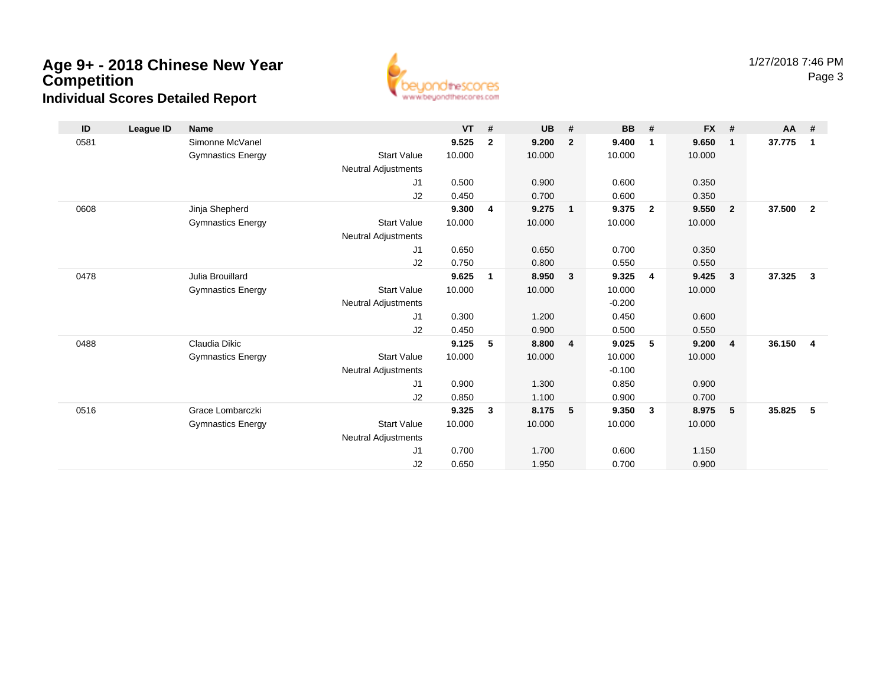# Age 9+ - 2018 Chinese New Year Competition

## Individual Scores Detailed Report

1/27/2018 7:46 PM

| ID | League ID | Name | | VT | # | UB | # | BB | # | FX | # | AA | # |
|---|---|---|---|---|---|---|---|---|---|---|---|---|---|
| 0581 | | Simonne McVanel | | **9.525** | **2** | **9.200** | **2** | **9.400** | **1** | **9.650** | **1** | **37.775** | **1** |
| | | Gymnastics Energy | Start Value | 10.000 | | 10.000 | | 10.000 | | 10.000 | | | |
| | | | Neutral Adjustments | | | | | | | | | | |
| | | | J1 | 0.500 | | 0.900 | | 0.600 | | 0.350 | | | |
| | | | J2 | 0.450 | | 0.700 | | 0.600 | | 0.350 | | | |
| 0608 | | Jinja Shepherd | | **9.300** | **4** | **9.275** | **1** | **9.375** | **2** | **9.550** | **2** | **37.500** | **2** |
| | | Gymnastics Energy | Start Value | 10.000 | | 10.000 | | 10.000 | | 10.000 | | | |
| | | | Neutral Adjustments | | | | | | | | | | |
| | | | J1 | 0.650 | | 0.650 | | 0.700 | | 0.350 | | | |
| | | | J2 | 0.750 | | 0.800 | | 0.550 | | 0.550 | | | |
| 0478 | | Julia Brouillard | | **9.625** | **1** | **8.950** | **3** | **9.325** | **4** | **9.425** | **3** | **37.325** | **3** |
| | | Gymnastics Energy | Start Value | 10.000 | | 10.000 | | 10.000 | | 10.000 | | | |
| | | | Neutral Adjustments | | | | | -0.200 | | | | | |
| | | | J1 | 0.300 | | 1.200 | | 0.450 | | 0.600 | | | |
| | | | J2 | 0.450 | | 0.900 | | 0.500 | | 0.550 | | | |
| 0488 | | Claudia Dikic | | **9.125** | **5** | **8.800** | **4** | **9.025** | **5** | **9.200** | **4** | **36.150** | **4** |
| | | Gymnastics Energy | Start Value | 10.000 | | 10.000 | | 10.000 | | 10.000 | | | |
| | | | Neutral Adjustments | | | | | -0.100 | | | | | |
| | | | J1 | 0.900 | | 1.300 | | 0.850 | | 0.900 | | | |
| | | | J2 | 0.850 | | 1.100 | | 0.900 | | 0.700 | | | |
| 0516 | | Grace Lombarczki | | **9.325** | **3** | **8.175** | **5** | **9.350** | **3** | **8.975** | **5** | **35.825** | **5** |
| | | Gymnastics Energy | Start Value | 10.000 | | 10.000 | | 10.000 | | 10.000 | | | |
| | | | Neutral Adjustments | | | | | | | | | | |
| | | | J1 | 0.700 | | 1.700 | | 0.600 | | 1.150 | | | |
| | | | J2 | 0.650 | | 1.950 | | 0.700 | | 0.900 | | | |